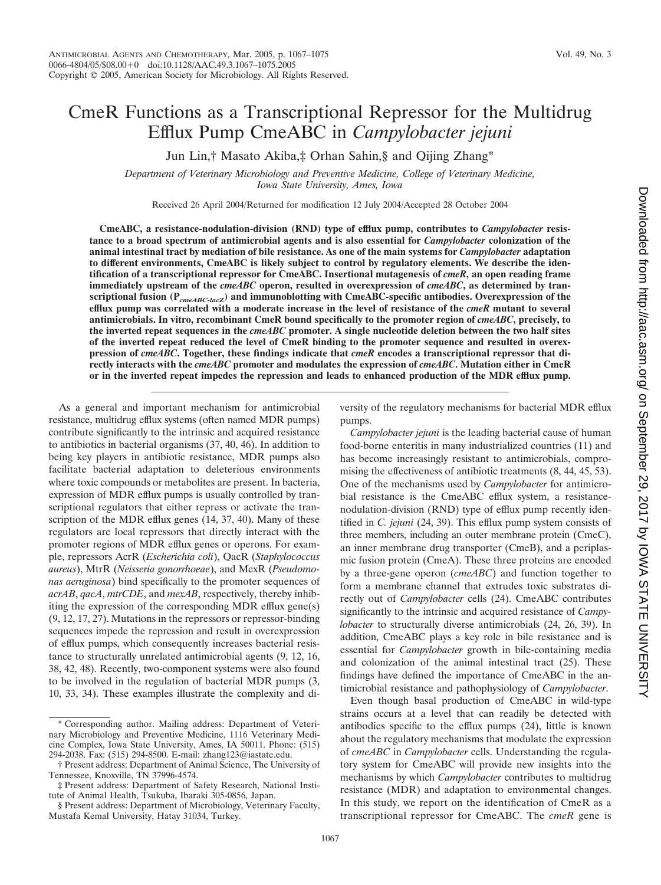# CmeR Functions as a Transcriptional Repressor for the Multidrug Efflux Pump CmeABC in *Campylobacter jejuni*

Jun Lin,† Masato Akiba,‡ Orhan Sahin,§ and Qijing Zhang*

*Department of Veterinary Microbiology and Preventive Medicine, College of Veterinary Medicine, Iowa State University, Ames, Iowa*

Received 26 April 2004/Returned for modification 12 July 2004/Accepted 28 October 2004

**CmeABC, a resistance-nodulation-division (RND) type of efflux pump, contributes to *Campylobacter* resistance to a broad spectrum of antimicrobial agents and is also essential for *Campylobacter* colonization of the animal intestinal tract by mediation of bile resistance. As one of the main systems for *Campylobacter* adaptation to different environments, CmeABC is likely subject to control by regulatory elements. We describe the identification of a transcriptional repressor for CmeABC. Insertional mutagenesis of *cmeR*, an open reading frame immediately upstream of the *cmeABC* operon, resulted in overexpression of *cmeABC*, as determined by transcriptional fusion ($P_{cmeABC\text{-}lacZ}$) and immunoblotting with CmeABC-specific antibodies. Overexpression of the efflux pump was correlated with a moderate increase in the level of resistance of the *cmeR* mutant to several antimicrobials. In vitro, recombinant CmeR bound specifically to the promoter region of *cmeABC*, precisely, to the inverted repeat sequences in the *cmeABC* promoter. A single nucleotide deletion between the two half sites of the inverted repeat reduced the level of CmeR binding to the promoter sequence and resulted in overexpression of *cmeABC*. Together, these findings indicate that *cmeR* encodes a transcriptional repressor that directly interacts with the *cmeABC* promoter and modulates the expression of *cmeABC*. Mutation either in CmeR or in the inverted repeat impedes the repression and leads to enhanced production of the MDR efflux pump.**

As a general and important mechanism for antimicrobial resistance, multidrug efflux systems (often named MDR pumps) contribute significantly to the intrinsic and acquired resistance to antibiotics in bacterial organisms (37, 40, 46). In addition to being key players in antibiotic resistance, MDR pumps also facilitate bacterial adaptation to deleterious environments where toxic compounds or metabolites are present. In bacteria, expression of MDR efflux pumps is usually controlled by transcriptional regulators that either repress or activate the transcription of the MDR efflux genes (14, 37, 40). Many of these regulators are local repressors that directly interact with the promoter regions of MDR efflux genes or operons. For example, repressors AcrR (*Escherichia coli*), QacR (*Staphylococcus aureus*), MtrR (*Neisseria gonorrhoeae*), and MexR (*Pseudomonas aeruginosa*) bind specifically to the promoter sequences of *acrAB*, *qacA*, *mtrCDE*, and *mexAB*, respectively, thereby inhibiting the expression of the corresponding MDR efflux gene(s) (9, 12, 17, 27). Mutations in the repressors or repressor-binding sequences impede the repression and result in overexpression of efflux pumps, which consequently increases bacterial resistance to structurally unrelated antimicrobial agents (9, 12, 16, 38, 42, 48). Recently, two-component systems were also found to be involved in the regulation of bacterial MDR pumps (3, 10, 33, 34). These examples illustrate the complexity and diversity of the regulatory mechanisms for bacterial MDR efflux pumps.

*Campylobacter jejuni* is the leading bacterial cause of human food-borne enteritis in many industrialized countries (11) and has become increasingly resistant to antimicrobials, compromising the effectiveness of antibiotic treatments (8, 44, 45, 53). One of the mechanisms used by *Campylobacter* for antimicrobial resistance is the CmeABC efflux system, a resistance-nodulation-division (RND) type of efflux pump recently identified in *C. jejuni* (24, 39). This efflux pump system consists of three members, including an outer membrane protein (CmeC), an inner membrane drug transporter (CmeB), and a periplasmic fusion protein (CmeA). These three proteins are encoded by a three-gene operon (*cmeABC*) and function together to form a membrane channel that extrudes toxic substrates directly out of *Campylobacter* cells (24). CmeABC contributes significantly to the intrinsic and acquired resistance of *Campylobacter* to structurally diverse antimicrobials (24, 26, 39). In addition, CmeABC plays a key role in bile resistance and is essential for *Campylobacter* growth in bile-containing media and colonization of the animal intestinal tract (25). These findings have defined the importance of CmeABC in the antimicrobial resistance and pathophysiology of *Campylobacter*.

Even though basal production of CmeABC in wild-type strains occurs at a level that can readily be detected with antibodies specific to the efflux pumps (24), little is known about the regulatory mechanisms that modulate the expression of *cmeABC* in *Campylobacter* cells. Understanding the regulatory system for CmeABC will provide new insights into the mechanisms by which *Campylobacter* contributes to multidrug resistance (MDR) and adaptation to environmental changes. In this study, we report on the identification of CmeR as a transcriptional repressor for CmeABC. The *cmeR* gene is

---

* Corresponding author. Mailing address: Department of Veterinary Microbiology and Preventive Medicine, 1116 Veterinary Medicine Complex, Iowa State University, Ames, IA 50011. Phone: (515) 294-2038. Fax: (515) 294-8500. E-mail: zhang123@iastate.edu.

† Present address: Department of Animal Science, The University of Tennessee, Knoxville, TN 37996-4574.

‡ Present address: Department of Safety Research, National Institute of Animal Health, Tsukuba, Ibaraki 305-0856, Japan.

§ Present address: Department of Microbiology, Veterinary Faculty, Mustafa Kemal University, Hatay 31034, Turkey.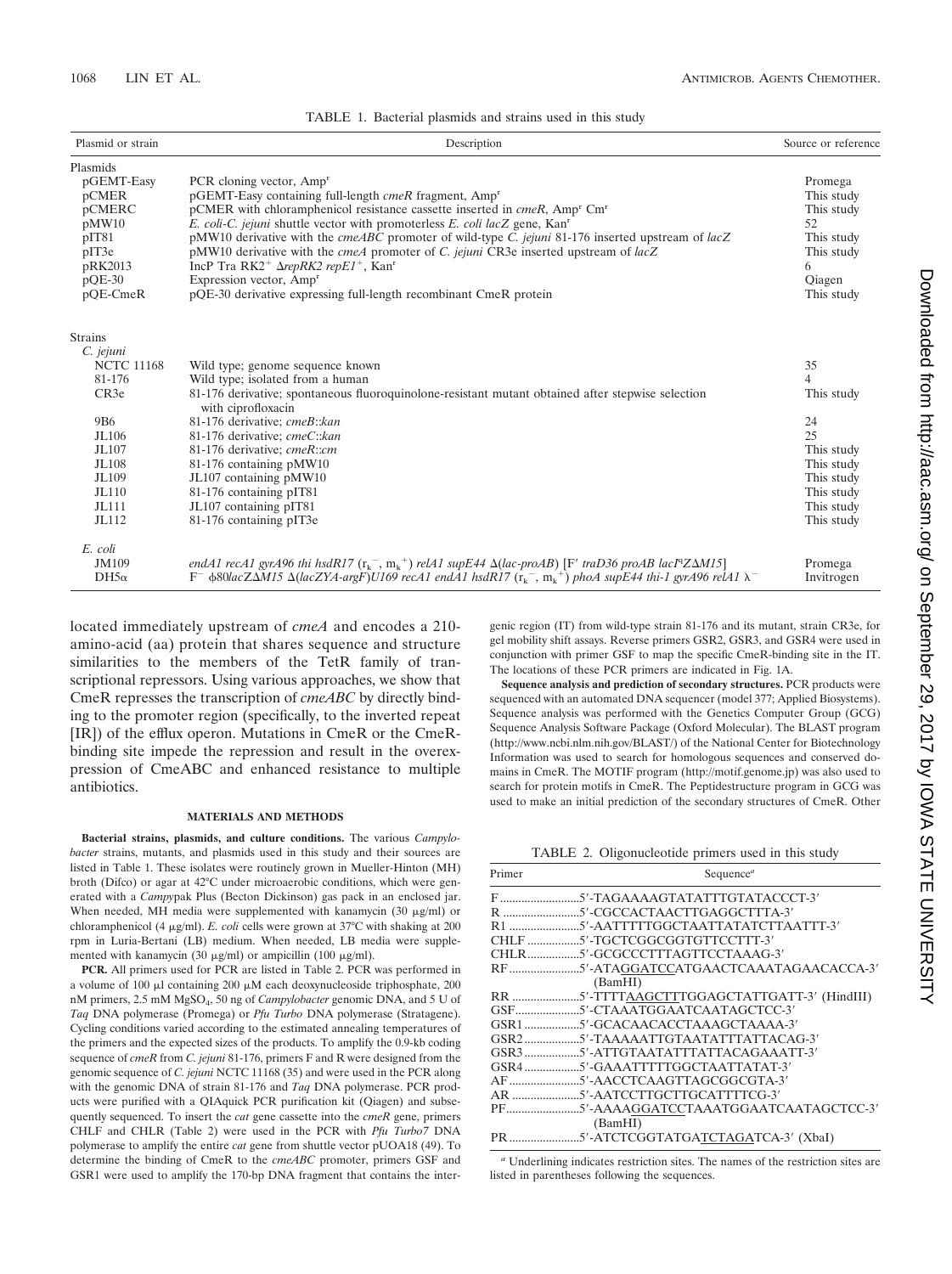TABLE 1. Bacterial plasmids and strains used in this study

| Plasmid or strain | Description | Source or reference |
|---|---|---|
| **Plasmids** | | |
| pGEMT-Easy | PCR cloning vector, Amp[r] | Promega |
| pCMER | pGEMT-Easy containing full-length *cmeR* fragment, Amp[r] | This study |
| pCMERC | pCMER with chloramphenicol resistance cassette inserted in *cmeR*, Amp[r] Cm[r] | This study |
| pMW10 | *E. coli-C. jejuni* shuttle vector with promoterless *E. coli lacZ* gene, Kan[r] | 52 |
| pIT81 | pMW10 derivative with the *cmeABC* promoter of wild-type *C. jejuni* 81-176 inserted upstream of *lacZ* | This study |
| pIT3e | pMW10 derivative with the *cmeA* promoter of *C. jejuni* CR3e inserted upstream of *lacZ* | This study |
| pRK2013 | IncP Tra RK2[+] Δ*repRK2 repE1*[+], Kan[r] | 6 |
| pQE-30 | Expression vector, Amp[r] | Qiagen |
| pQE-CmeR | pQE-30 derivative expressing full-length recombinant CmeR protein | This study |
| **Strains** | | |
| *C. jejuni* | | |
| NCTC 11168 | Wild type; genome sequence known | 35 |
| 81-176 | Wild type; isolated from a human | 4 |
| CR3e | 81-176 derivative; spontaneous fluoroquinolone-resistant mutant obtained after stepwise selection with ciprofloxacin | This study |
| 9B6 | 81-176 derivative; *cmeB*::*kan* | 24 |
| JL106 | 81-176 derivative; *cmeC*::*kan* | 25 |
| JL107 | 81-176 derivative; *cmeR*::*cm* | This study |
| JL108 | 81-176 containing pMW10 | This study |
| JL109 | JL107 containing pMW10 | This study |
| JL110 | 81-176 containing pIT81 | This study |
| JL111 | JL107 containing pIT81 | This study |
| JL112 | 81-176 containing pIT3e | This study |
| *E. coli* | | |
| JM109 | *endA1 recA1 gyrA96 thi hsdR17* ($r_k^-$, $m_k^+$) *relA1 supE44* Δ(*lac-proAB*) [F′ *traD36 proAB lacI*[q]*Z*Δ*M15*] | Promega |
| DH5α | F[−] φ80*lac*ZΔ*M15* Δ(*lacZYA-argF*)*U169 recA1 endA1 hsdR17* ($r_k^-$, $m_k^+$) *phoA supE44 thi-1 gyrA96 relA1* λ[−] | Invitrogen |

located immediately upstream of *cmeA* and encodes a 210-amino-acid (aa) protein that shares sequence and structure similarities to the members of the TetR family of transcriptional repressors. Using various approaches, we show that CmeR represses the transcription of *cmeABC* by directly binding to the promoter region (specifically, to the inverted repeat [IR]) of the efflux operon. Mutations in CmeR or the CmeR-binding site impede the repression and result in the overexpression of CmeABC and enhanced resistance to multiple antibiotics.

## MATERIALS AND METHODS

**Bacterial strains, plasmids, and culture conditions.** The various *Campylobacter* strains, mutants, and plasmids used in this study and their sources are listed in Table 1. These isolates were routinely grown in Mueller-Hinton (MH) broth (Difco) or agar at 42°C under microaerobic conditions, which were generated with a *Campy*pak Plus (Becton Dickinson) gas pack in an enclosed jar. When needed, MH media were supplemented with kanamycin (30 μg/ml) or chloramphenicol (4 μg/ml). *E. coli* cells were grown at 37°C with shaking at 200 rpm in Luria-Bertani (LB) medium. When needed, LB media were supplemented with kanamycin (30 μg/ml) or ampicillin (100 μg/ml).

**PCR.** All primers used for PCR are listed in Table 2. PCR was performed in a volume of 100 μl containing 200 μM each deoxynucleoside triphosphate, 200 nM primers, 2.5 mM $MgSO_4$, 50 ng of *Campylobacter* genomic DNA, and 5 U of *Taq* DNA polymerase (Promega) or *Pfu Turbo* DNA polymerase (Stratagene). Cycling conditions varied according to the estimated annealing temperatures of the primers and the expected sizes of the products. To amplify the 0.9-kb coding sequence of *cmeR* from *C. jejuni* 81-176, primers F and R were designed from the genomic sequence of *C. jejuni* NCTC 11168 (35) and were used in the PCR along with the genomic DNA of strain 81-176 and *Taq* DNA polymerase. PCR products were purified with a QIAquick PCR purification kit (Qiagen) and subsequently sequenced. To insert the *cat* gene cassette into the *cmeR* gene, primers CHLF and CHLR (Table 2) were used in the PCR with *Pfu Turbo7* DNA polymerase to amplify the entire *cat* gene from shuttle vector pUOA18 (49). To determine the binding of CmeR to the *cmeABC* promoter, primers GSF and GSR1 were used to amplify the 170-bp DNA fragment that contains the intergenic region (IT) from wild-type strain 81-176 and its mutant, strain CR3e, for gel mobility shift assays. Reverse primers GSR2, GSR3, and GSR4 were used in conjunction with primer GSF to map the specific CmeR-binding site in the IT. The locations of these PCR primers are indicated in Fig. 1A.

**Sequence analysis and prediction of secondary structures.** PCR products were sequenced with an automated DNA sequencer (model 377; Applied Biosystems). Sequence analysis was performed with the Genetics Computer Group (GCG) Sequence Analysis Software Package (Oxford Molecular). The BLAST program (http://www.ncbi.nlm.nih.gov/BLAST/) of the National Center for Biotechnology Information was used to search for homologous sequences and conserved domains in CmeR. The MOTIF program (http://motif.genome.jp) was also used to search for protein motifs in CmeR. The Peptidestructure program in GCG was used to make an initial prediction of the secondary structures of CmeR. Other

TABLE 2. Oligonucleotide primers used in this study

| Primer | Sequence[a] |
|---|---|
| F | 5′-TAGAAAAGTATATTTGTATACCCT-3′ |
| R | 5′-CGCCACTAACTTGAGGCTTTA-3′ |
| R1 | 5′-AATTTTTGGCTAATTATATCTTAATTT-3′ |
| CHLF | 5′-TGCTCGGCGGTGTTCCTTT-3′ |
| CHLR | 5′-GCGCCCTTTAGTTCCTAAAG-3′ |
| RF | 5′-ATA<u>GGATCC</u>ATGAACTCAAATAGAACACCA-3′ (BamHI) |
| RR | 5′-TTTT<u>AAGCTT</u>TGGAGCTATTGATT-3′ (HindIII) |
| GSF | 5′-CTAAATGGAATCAATAGCTCC-3′ |
| GSR1 | 5′-GCACAACACCTAAAGCTAAAA-3′ |
| GSR2 | 5′-TAAAAATTGTAATATTTATTACAG-3′ |
| GSR3 | 5′-ATTGTAATATTTATTACAGAAATT-3′ |
| GSR4 | 5′-GAAATTTTTGGCTAATTATAT-3′ |
| AF | 5′-AACCTCAAGTTAGCGGCGTA-3′ |
| AR | 5′-AATCCTTGCTTGCATTTTCG-3′ |
| PF | 5′-AAAA<u>GGATCC</u>TAAATGGAATCAATAGCTCC-3′ (BamHI) |
| PR | 5′-ATCTCGGTATGA<u>TCTAGA</u>TCA-3′ (XbaI) |

[a] Underlining indicates restriction sites. The names of the restriction sites are listed in parentheses following the sequences.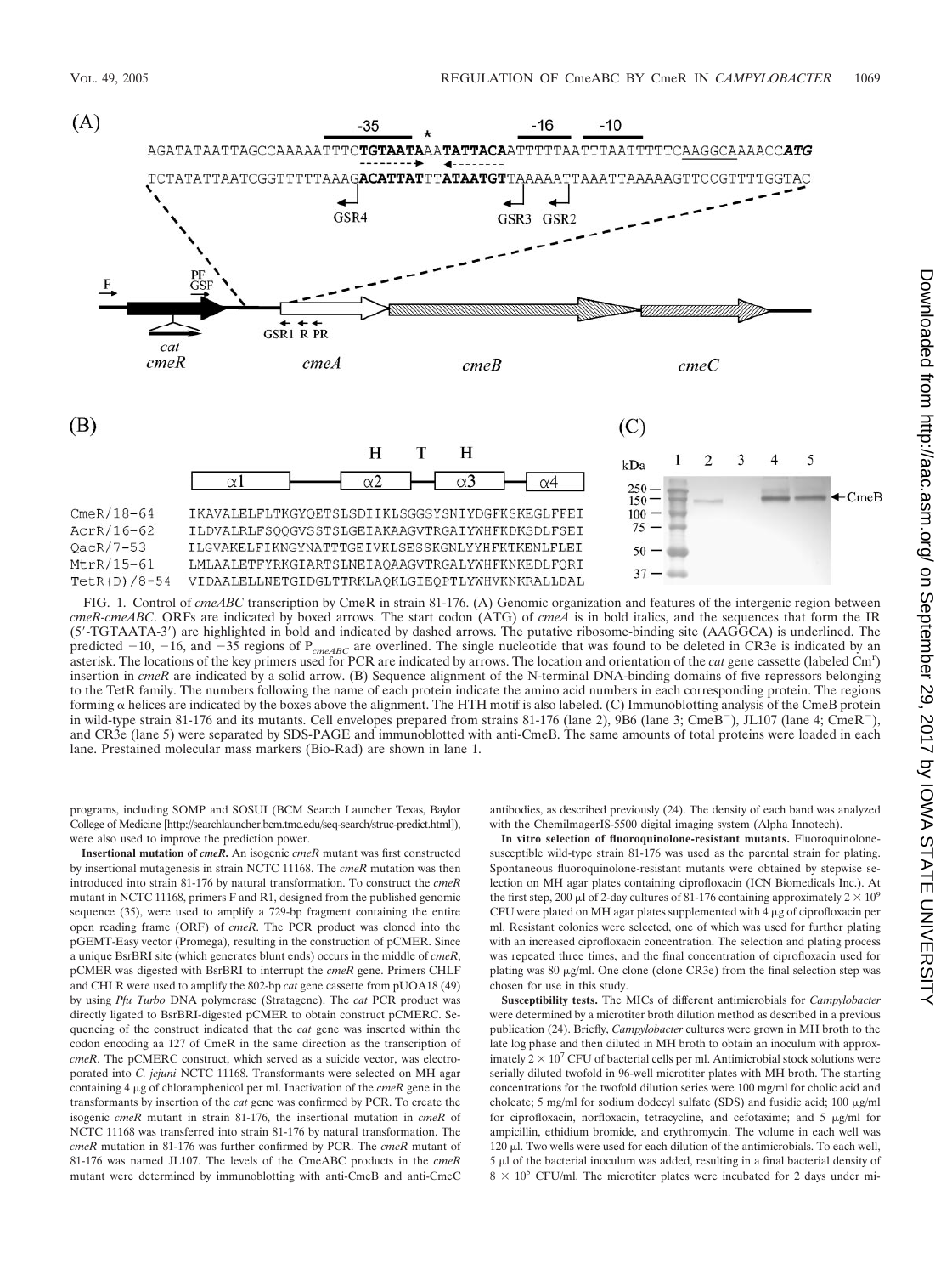FIG. 1. Control of *cmeABC* transcription by CmeR in strain 81-176. (A) Genomic organization and features of the intergenic region between *cmeR-cmeABC*. ORFs are indicated by boxed arrows. The start codon (ATG) of *cmeA* is in bold italics, and the sequences that form the IR (5′-TGTAATA-3′) are highlighted in bold and indicated by dashed arrows. The putative ribosome-binding site (AAGGCA) is underlined. The predicted −10, −16, and −35 regions of $P_{cmeABC}$ are overlined. The single nucleotide that was found to be deleted in CR3e is indicated by an asterisk. The locations of the key primers used for PCR are indicated by arrows. The location and orientation of the *cat* gene cassette (labeled $Cm^r$) insertion in *cmeR* are indicated by a solid arrow. (B) Sequence alignment of the N-terminal DNA-binding domains of five repressors belonging to the TetR family. The numbers following the name of each protein indicate the amino acid numbers in each corresponding protein. The regions forming α helices are indicated by the boxes above the alignment. The HTH motif is also labeled. (C) Immunoblotting analysis of the CmeB protein in wild-type strain 81-176 and its mutants. Cell envelopes prepared from strains 81-176 (lane 2), 9B6 (lane 3; CmeB⁻), JL107 (lane 4; CmeR⁻), and CR3e (lane 5) were separated by SDS-PAGE and immunoblotted with anti-CmeB. The same amounts of total proteins were loaded in each lane. Prestained molecular mass markers (Bio-Rad) are shown in lane 1.

programs, including SOMP and SOSUI (BCM Search Launcher Texas, Baylor College of Medicine [http://searchlauncher.bcm.tmc.edu/seq-search/struc-predict.html]), were also used to improve the prediction power.

**Insertional mutation of *cmeR*.** An isogenic *cmeR* mutant was first constructed by insertional mutagenesis in strain NCTC 11168. The *cmeR* mutation was then introduced into strain 81-176 by natural transformation. To construct the *cmeR* mutant in NCTC 11168, primers F and R1, designed from the published genomic sequence (35), were used to amplify a 729-bp fragment containing the entire open reading frame (ORF) of *cmeR*. The PCR product was cloned into the pGEMT-Easy vector (Promega), resulting in the construction of pCMER. Since a unique BsrBRI site (which generates blunt ends) occurs in the middle of *cmeR*, pCMER was digested with BsrBRI to interrupt the *cmeR* gene. Primers CHLF and CHLR were used to amplify the 802-bp *cat* gene cassette from pUOA18 (49) by using *Pfu Turbo* DNA polymerase (Stratagene). The *cat* PCR product was directly ligated to BsrBRI-digested pCMER to obtain construct pCMERC. Sequencing of the construct indicated that the *cat* gene was inserted within the codon encoding aa 127 of CmeR in the same direction as the transcription of *cmeR*. The pCMERC construct, which served as a suicide vector, was electroporated into *C. jejuni* NCTC 11168. Transformants were selected on MH agar containing 4 μg of chloramphenicol per ml. Inactivation of the *cmeR* gene in the transformants by insertion of the *cat* gene was confirmed by PCR. To create the isogenic *cmeR* mutant in strain 81-176, the insertional mutation in *cmeR* of NCTC 11168 was transferred into strain 81-176 by natural transformation. The *cmeR* mutation in 81-176 was further confirmed by PCR. The *cmeR* mutant of 81-176 was named JL107. The levels of the CmeABC products in the *cmeR* mutant were determined by immunoblotting with anti-CmeB and anti-CmeC antibodies, as described previously (24). The density of each band was analyzed with the ChemiImagerIS-5500 digital imaging system (Alpha Innotech).

**In vitro selection of fluoroquinolone-resistant mutants.** Fluoroquinolone-susceptible wild-type strain 81-176 was used as the parental strain for plating. Spontaneous fluoroquinolone-resistant mutants were obtained by stepwise selection on MH agar plates containing ciprofloxacin (ICN Biomedicals Inc.). At the first step, 200 μl of 2-day cultures of 81-176 containing approximately $2 \times 10^9$ CFU were plated on MH agar plates supplemented with 4 μg of ciprofloxacin per ml. Resistant colonies were selected, one of which was used for further plating with an increased ciprofloxacin concentration. The selection and plating process was repeated three times, and the final concentration of ciprofloxacin used for plating was 80 μg/ml. One clone (clone CR3e) from the final selection step was chosen for use in this study.

**Susceptibility tests.** The MICs of different antimicrobials for *Campylobacter* were determined by a microtiter broth dilution method as described in a previous publication (24). Briefly, *Campylobacter* cultures were grown in MH broth to the late log phase and then diluted in MH broth to obtain an inoculum with approximately $2 \times 10^7$ CFU of bacterial cells per ml. Antimicrobial stock solutions were serially diluted twofold in 96-well microtiter plates with MH broth. The starting concentrations for the twofold dilution series were 100 mg/ml for cholic acid and choleate; 5 mg/ml for sodium dodecyl sulfate (SDS) and fusidic acid; 100 μg/ml for ciprofloxacin, norfloxacin, tetracycline, and cefotaxime; and 5 μg/ml for ampicillin, ethidium bromide, and erythromycin. The volume in each well was 120 μl. Two wells were used for each dilution of the antimicrobials. To each well, 5 μl of the bacterial inoculum was added, resulting in a final bacterial density of $8 \times 10^5$ CFU/ml. The microtiter plates were incubated for 2 days under mi-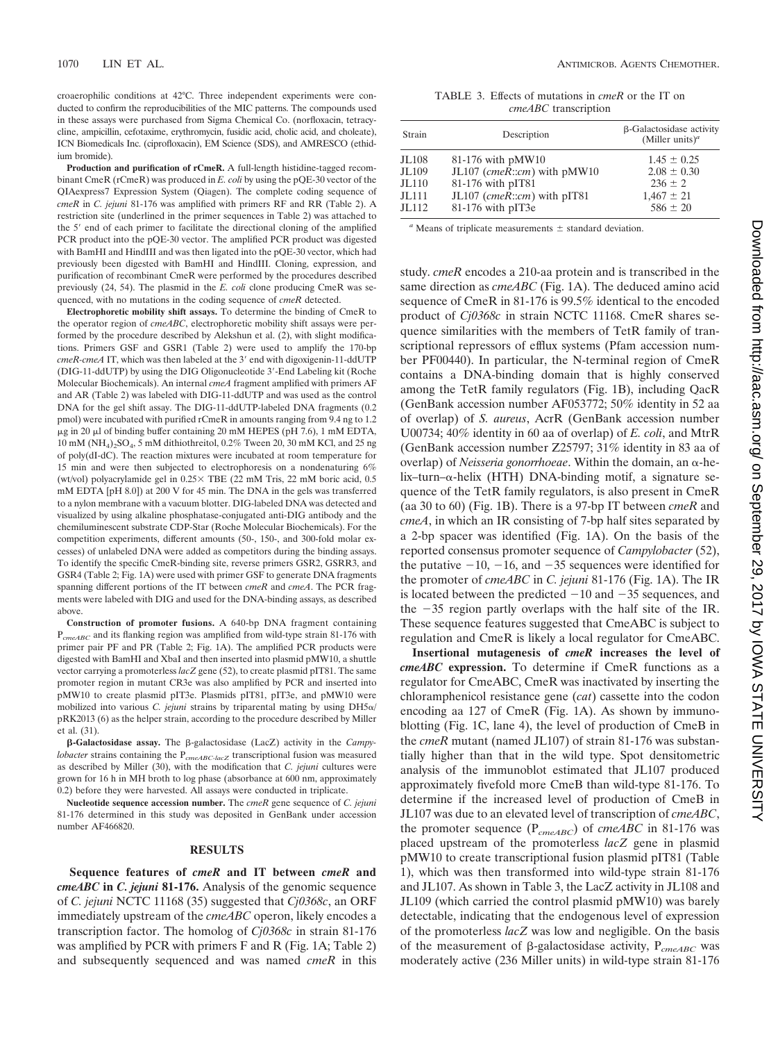croaerophilic conditions at 42°C. Three independent experiments were conducted to confirm the reproducibilities of the MIC patterns. The compounds used in these assays were purchased from Sigma Chemical Co. (norfloxacin, tetracycline, ampicillin, cefotaxime, erythromycin, fusidic acid, cholic acid, and choleate), ICN Biomedicals Inc. (ciprofloxacin), EM Science (SDS), and AMRESCO (ethidium bromide).

**Production and purification of rCmeR.** A full-length histidine-tagged recombinant CmeR (rCmeR) was produced in *E. coli* by using the pQE-30 vector of the QIAexpress7 Expression System (Qiagen). The complete coding sequence of *cmeR* in *C. jejuni* 81-176 was amplified with primers RF and RR (Table 2). A restriction site (underlined in the primer sequences in Table 2) was attached to the 5′ end of each primer to facilitate the directional cloning of the amplified PCR product into the pQE-30 vector. The amplified PCR product was digested with BamHI and HindIII and was then ligated into the pQE-30 vector, which had previously been digested with BamHI and HindIII. Cloning, expression, and purification of recombinant CmeR were performed by the procedures described previously (24, 54). The plasmid in the *E. coli* clone producing CmeR was sequenced, with no mutations in the coding sequence of *cmeR* detected.

**Electrophoretic mobility shift assays.** To determine the binding of CmeR to the operator region of *cmeABC*, electrophoretic mobility shift assays were performed by the procedure described by Alekshun et al. (2), with slight modifications. Primers GSF and GSR1 (Table 2) were used to amplify the 170-bp *cmeR-cmeA* IT, which was then labeled at the 3′ end with digoxigenin-11-ddUTP (DIG-11-ddUTP) by using the DIG Oligonucleotide 3′-End Labeling kit (Roche Molecular Biochemicals). An internal *cmeA* fragment amplified with primers AF and AR (Table 2) was labeled with DIG-11-ddUTP and was used as the control DNA for the gel shift assay. The DIG-11-ddUTP-labeled DNA fragments (0.2 pmol) were incubated with purified rCmeR in amounts ranging from 9.4 ng to 1.2 μg in 20 μl of binding buffer containing 20 mM HEPES (pH 7.6), 1 mM EDTA, 10 mM $(NH_4)_2SO_4$, 5 mM dithiothreitol, 0.2% Tween 20, 30 mM KCl, and 25 ng of poly(dI-dC). The reaction mixtures were incubated at room temperature for 15 min and were then subjected to electrophoresis on a nondenaturing 6% (wt/vol) polyacrylamide gel in 0.25× TBE (22 mM Tris, 22 mM boric acid, 0.5 mM EDTA [pH 8.0]) at 200 V for 45 min. The DNA in the gels was transferred to a nylon membrane with a vacuum blotter. DIG-labeled DNA was detected and visualized by using alkaline phosphatase-conjugated anti-DIG antibody and the chemiluminescent substrate CDP-Star (Roche Molecular Biochemicals). For the competition experiments, different amounts (50-, 150-, and 300-fold molar excesses) of unlabeled DNA were added as competitors during the binding assays. To identify the specific CmeR-binding site, reverse primers GSR2, GSRR3, and GSR4 (Table 2; Fig. 1A) were used with primer GSF to generate DNA fragments spanning different portions of the IT between *cmeR* and *cmeA*. The PCR fragments were labeled with DIG and used for the DNA-binding assays, as described above.

**Construction of promoter fusions.** A 640-bp DNA fragment containing $P_{cmeABC}$ and its flanking region was amplified from wild-type strain 81-176 with primer pair PF and PR (Table 2; Fig. 1A). The amplified PCR products were digested with BamHI and XbaI and then inserted into plasmid pMW10, a shuttle vector carrying a promoterless *lacZ* gene (52), to create plasmid pIT81. The same promoter region in mutant CR3e was also amplified by PCR and inserted into pMW10 to create plasmid pIT3e. Plasmids pIT81, pIT3e, and pMW10 were mobilized into various *C. jejuni* strains by triparental mating by using DH5α/pRK2013 (6) as the helper strain, according to the procedure described by Miller et al. (31).

**β-Galactosidase assay.** The β-galactosidase (LacZ) activity in the *Campylobacter* strains containing the $P_{cmeABC}$-*lacZ* transcriptional fusion was measured as described by Miller (30), with the modification that *C. jejuni* cultures were grown for 16 h in MH broth to log phase (absorbance at 600 nm, approximately 0.2) before they were harvested. All assays were conducted in triplicate.

**Nucleotide sequence accession number.** The *cmeR* gene sequence of *C. jejuni* 81-176 determined in this study was deposited in GenBank under accession number AF466820.

## RESULTS

**Sequence features of *cmeR* and IT between *cmeR* and *cmeABC* in *C. jejuni* 81-176.** Analysis of the genomic sequence of *C. jejuni* NCTC 11168 (35) suggested that *Cj0368c*, an ORF immediately upstream of the *cmeABC* operon, likely encodes a transcription factor. The homolog of *Cj0368c* in strain 81-176 was amplified by PCR with primers F and R (Fig. 1A; Table 2) and subsequently sequenced and was named *cmeR* in this study. *cmeR* encodes a 210-aa protein and is transcribed in the same direction as *cmeABC* (Fig. 1A). The deduced amino acid sequence of CmeR in 81-176 is 99.5% identical to the encoded product of *Cj0368c* in strain NCTC 11168. CmeR shares sequence similarities with the members of TetR family of transcriptional repressors of efflux systems (Pfam accession number PF00440). In particular, the N-terminal region of CmeR contains a DNA-binding domain that is highly conserved among the TetR family regulators (Fig. 1B), including QacR (GenBank accession number AF053772; 50% identity in 52 aa of overlap) of *S. aureus*, AcrR (GenBank accession number U00734; 40% identity in 60 aa of overlap) of *E. coli*, and MtrR (GenBank accession number Z25797; 31% identity in 83 aa of overlap) of *Neisseria gonorrhoeae*. Within the domain, an α-helix–turn–α-helix (HTH) DNA-binding motif, a signature sequence of the TetR family regulators, is also present in CmeR (aa 30 to 60) (Fig. 1B). There is a 97-bp IT between *cmeR* and *cmeA*, in which an IR consisting of 7-bp half sites separated by a 2-bp spacer was identified (Fig. 1A). On the basis of the reported consensus promoter sequence of *Campylobacter* (52), the putative −10, −16, and −35 sequences were identified for the promoter of *cmeABC* in *C. jejuni* 81-176 (Fig. 1A). The IR is located between the predicted −10 and −35 sequences, and the −35 region partly overlaps with the half site of the IR. These sequence features suggested that CmeABC is subject to regulation and CmeR is likely a local regulator for CmeABC.

TABLE 3. Effects of mutations in *cmeR* or the IT on *cmeABC* transcription

| Strain | Description | β-Galactosidase activity (Miller units)[a] |
|---|---|---|
| JL108 | 81-176 with pMW10 | 1.45 ± 0.25 |
| JL109 | JL107 (*cmeR*::*cm*) with pMW10 | 2.08 ± 0.30 |
| JL110 | 81-176 with pIT81 | 236 ± 2 |
| JL111 | JL107 (*cmeR*::*cm*) with pIT81 | 1,467 ± 21 |
| JL112 | 81-176 with pIT3e | 586 ± 20 |

[a] Means of triplicate measurements ± standard deviation.

**Insertional mutagenesis of *cmeR* increases the level of *cmeABC* expression.** To determine if CmeR functions as a regulator for CmeABC, CmeR was inactivated by inserting the chloramphenicol resistance gene (*cat*) cassette into the codon encoding aa 127 of CmeR (Fig. 1A). As shown by immunoblotting (Fig. 1C, lane 4), the level of production of CmeB in the *cmeR* mutant (named JL107) of strain 81-176 was substantially higher than that in the wild type. Spot densitometric analysis of the immunoblot estimated that JL107 produced approximately fivefold more CmeB than wild-type 81-176. To determine if the increased level of production of CmeB in JL107 was due to an elevated level of transcription of *cmeABC*, the promoter sequence ($P_{cmeABC}$) of *cmeABC* in 81-176 was placed upstream of the promoterless *lacZ* gene in plasmid pMW10 to create transcriptional fusion plasmid pIT81 (Table 1), which was then transformed into wild-type strain 81-176 and JL107. As shown in Table 3, the LacZ activity in JL108 and JL109 (which carried the control plasmid pMW10) was barely detectable, indicating that the endogenous level of expression of the promoterless *lacZ* was low and negligible. On the basis of the measurement of β-galactosidase activity, $P_{cmeABC}$ was moderately active (236 Miller units) in wild-type strain 81-176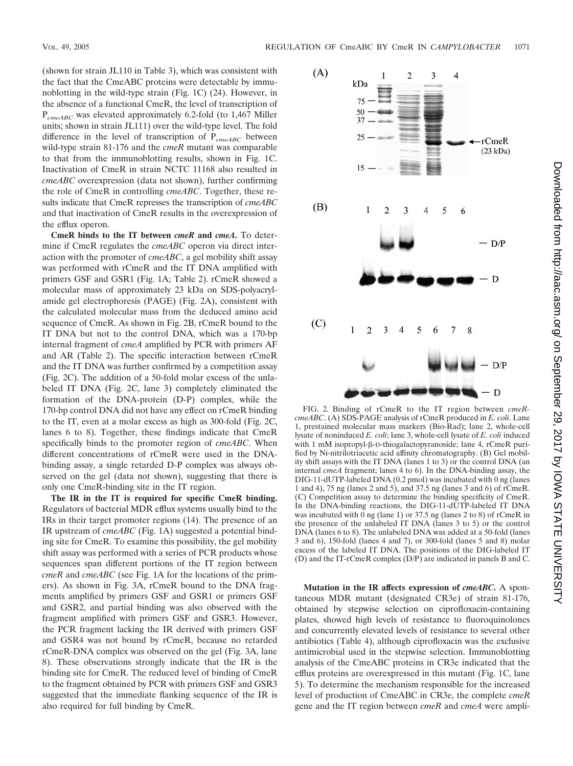(shown for strain JL110 in Table 3), which was consistent with the fact that the CmeABC proteins were detectable by immunoblotting in the wild-type strain (Fig. 1C) (24). However, in the absence of a functional CmeR, the level of transcription of $P_{cmeABC}$ was elevated approximately 6.2-fold (to 1,467 Miller units; shown in strain JL111) over the wild-type level. The fold difference in the level of transcription of $P_{cmeABC}$ between wild-type strain 81-176 and the *cmeR* mutant was comparable to that from the immunoblotting results, shown in Fig. 1C. Inactivation of CmeR in strain NCTC 11168 also resulted in *cmeABC* overexpression (data not shown), further confirming the role of CmeR in controlling *cmeABC*. Together, these results indicate that CmeR represses the transcription of *cmeABC* and that inactivation of CmeR results in the overexpression of the efflux operon.

**CmeR binds to the IT between *cmeR* and *cmeA*.** To determine if CmeR regulates the *cmeABC* operon via direct interaction with the promoter of *cmeABC*, a gel mobility shift assay was performed with rCmeR and the IT DNA amplified with primers GSF and GSR1 (Fig. 1A; Table 2). rCmeR showed a molecular mass of approximately 23 kDa on SDS-polyacrylamide gel electrophoresis (PAGE) (Fig. 2A), consistent with the calculated molecular mass from the deduced amino acid sequence of CmeR. As shown in Fig. 2B, rCmeR bound to the IT DNA but not to the control DNA, which was a 170-bp internal fragment of *cmeA* amplified by PCR with primers AF and AR (Table 2). The specific interaction between rCmeR and the IT DNA was further confirmed by a competition assay (Fig. 2C). The addition of a 50-fold molar excess of the unlabeled IT DNA (Fig. 2C, lane 3) completely eliminated the formation of the DNA-protein (D-P) complex, while the 170-bp control DNA did not have any effect on rCmeR binding to the IT, even at a molar excess as high as 300-fold (Fig. 2C, lanes 6 to 8). Together, these findings indicate that CmeR specifically binds to the promoter region of *cmeABC*. When different concentrations of rCmeR were used in the DNA-binding assay, a single retarded D-P complex was always observed on the gel (data not shown), suggesting that there is only one CmeR-binding site in the IT region.

**The IR in the IT is required for specific CmeR binding.** Regulators of bacterial MDR efflux systems usually bind to the IRs in their target promoter regions (14). The presence of an IR upstream of *cmeABC* (Fig. 1A) suggested a potential binding site for CmeR. To examine this possibility, the gel mobility shift assay was performed with a series of PCR products whose sequences span different portions of the IT region between *cmeR* and *cmeABC* (see Fig. 1A for the locations of the primers). As shown in Fig. 3A, rCmeR bound to the DNA fragments amplified by primers GSF and GSR1 or primers GSF and GSR2, and partial binding was also observed with the fragment amplified with primers GSF and GSR3. However, the PCR fragment lacking the IR derived with primers GSF and GSR4 was not bound by rCmeR, because no retarded rCmeR-DNA complex was observed on the gel (Fig. 3A, lane 8). These observations strongly indicate that the IR is the binding site for CmeR. The reduced level of binding of CmeR to the fragment obtained by PCR with primers GSF and GSR3 suggested that the immediate flanking sequence of the IR is also required for full binding by CmeR.

FIG. 2. Binding of rCmeR to the IT region between *cmeR*-*cmeABC*. (A) SDS-PAGE analysis of rCmeR produced in *E. coli*. Lane 1, prestained molecular mass markers (Bio-Rad); lane 2, whole-cell lysate of noninduced *E. coli*; lane 3, whole-cell lysate of *E. coli* induced with 1 mM isopropyl-β-D-thiogalactopyranoside; lane 4, rCmeR purified by Ni-nitrilotriacetic acid affinity chromatography. (B) Gel mobility shift assays with the IT DNA (lanes 1 to 3) or the control DNA (an internal *cmeA* fragment; lanes 4 to 6). In the DNA-binding assay, the DIG-11-dUTP-labeled DNA (0.2 pmol) was incubated with 0 ng (lanes 1 and 4), 75 ng (lanes 2 and 5), and 37.5 ng (lanes 3 and 6) of rCmeR. (C) Competition assay to determine the binding specificity of CmeR. In the DNA-binding reactions, the DIG-11-dUTP-labeled IT DNA was incubated with 0 ng (lane 1) or 37.5 ng (lanes 2 to 8) of rCmeR in the presence of the unlabeled IT DNA (lanes 3 to 5) or the control DNA (lanes 6 to 8). The unlabeled DNA was added at a 50-fold (lanes 3 and 6), 150-fold (lanes 4 and 7), or 300-fold (lanes 5 and 8) molar excess of the labeled IT DNA. The positions of the DIG-labeled IT (D) and the IT-rCmeR complex (D/P) are indicated in panels B and C.

**Mutation in the IR affects expression of *cmeABC*.** A spontaneous MDR mutant (designated CR3e) of strain 81-176, obtained by stepwise selection on ciprofloxacin-containing plates, showed high levels of resistance to fluoroquinolones and concurrently elevated levels of resistance to several other antibiotics (Table 4), although ciprofloxacin was the exclusive antimicrobial used in the stepwise selection. Immunoblotting analysis of the CmeABC proteins in CR3e indicated that the efflux proteins are overexpressed in this mutant (Fig. 1C, lane 5). To determine the mechanism responsible for the increased level of production of CmeABC in CR3e, the complete *cmeR* gene and the IT region between *cmeR* and *cmeA* were ampli-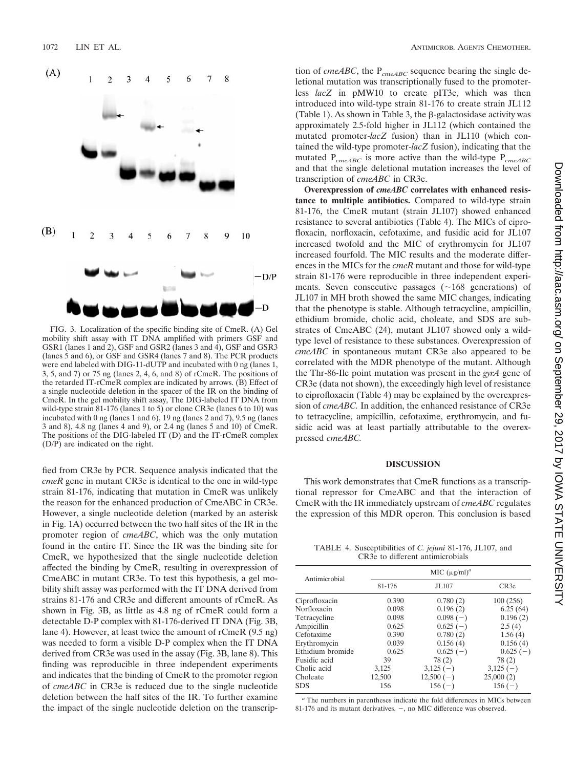FIG. 3. Localization of the specific binding site of CmeR. (A) Gel mobility shift assay with IT DNA amplified with primers GSF and GSR1 (lanes 1 and 2), GSF and GSR2 (lanes 3 and 4), GSF and GSR3 (lanes 5 and 6), or GSF and GSR4 (lanes 7 and 8). The PCR products were end labeled with DIG-11-dUTP and incubated with 0 ng (lanes 1, 3, 5, and 7) or 75 ng (lanes 2, 4, 6, and 8) of rCmeR. The positions of the retarded IT-rCmeR complex are indicated by arrows. (B) Effect of a single nucleotide deletion in the spacer of the IR on the binding of CmeR. In the gel mobility shift assay, The DIG-labeled IT DNA from wild-type strain 81-176 (lanes 1 to 5) or clone CR3e (lanes 6 to 10) was incubated with 0 ng (lanes 1 and 6), 19 ng (lanes 2 and 7), 9.5 ng (lanes 3 and 8), 4.8 ng (lanes 4 and 9), or 2.4 ng (lanes 5 and 10) of CmeR. The positions of the DIG-labeled IT (D) and the IT-rCmeR complex (D/P) are indicated on the right.

fied from CR3e by PCR. Sequence analysis indicated that the *cmeR* gene in mutant CR3e is identical to the one in wild-type strain 81-176, indicating that mutation in CmeR was unlikely the reason for the enhanced production of CmeABC in CR3e. However, a single nucleotide deletion (marked by an asterisk in Fig. 1A) occurred between the two half sites of the IR in the promoter region of *cmeABC*, which was the only mutation found in the entire IT. Since the IR was the binding site for CmeR, we hypothesized that the single nucleotide deletion affected the binding by CmeR, resulting in overexpression of CmeABC in mutant CR3e. To test this hypothesis, a gel mobility shift assay was performed with the IT DNA derived from strains 81-176 and CR3e and different amounts of rCmeR. As shown in Fig. 3B, as little as 4.8 ng of rCmeR could form a detectable D-P complex with 81-176-derived IT DNA (Fig. 3B, lane 4). However, at least twice the amount of rCmeR (9.5 ng) was needed to form a visible D-P complex when the IT DNA derived from CR3e was used in the assay (Fig. 3B, lane 8). This finding was reproducible in three independent experiments and indicates that the binding of CmeR to the promoter region of *cmeABC* in CR3e is reduced due to the single nucleotide deletion between the half sites of the IR. To further examine the impact of the single nucleotide deletion on the transcription of *cmeABC*, the $P_{cmeABC}$ sequence bearing the single deletional mutation was transcriptionally fused to the promoterless *lacZ* in pMW10 to create pIT3e, which was then introduced into wild-type strain 81-176 to create strain JL112 (Table 1). As shown in Table 3, the β-galactosidase activity was approximately 2.5-fold higher in JL112 (which contained the mutated promoter-*lacZ* fusion) than in JL110 (which contained the wild-type promoter-*lacZ* fusion), indicating that the mutated $P_{cmeABC}$ is more active than the wild-type $P_{cmeABC}$ and that the single deletional mutation increases the level of transcription of *cmeABC* in CR3e.

**Overexpression of *cmeABC* correlates with enhanced resistance to multiple antibiotics.** Compared to wild-type strain 81-176, the CmeR mutant (strain JL107) showed enhanced resistance to several antibiotics (Table 4). The MICs of ciprofloxacin, norfloxacin, cefotaxime, and fusidic acid for JL107 increased twofold and the MIC of erythromycin for JL107 increased fourfold. The MIC results and the moderate differences in the MICs for the *cmeR* mutant and those for wild-type strain 81-176 were reproducible in three independent experiments. Seven consecutive passages (~168 generations) of JL107 in MH broth showed the same MIC changes, indicating that the phenotype is stable. Although tetracycline, ampicillin, ethidium bromide, cholic acid, choleate, and SDS are substrates of CmeABC (24), mutant JL107 showed only a wild-type level of resistance to these substances. Overexpression of *cmeABC* in spontaneous mutant CR3e also appeared to be correlated with the MDR phenotype of the mutant. Although the Thr-86-Ile point mutation was present in the *gyrA* gene of CR3e (data not shown), the exceedingly high level of resistance to ciprofloxacin (Table 4) may be explained by the overexpression of *cmeABC*. In addition, the enhanced resistance of CR3e to tetracycline, ampicillin, cefotaxime, erythromycin, and fusidic acid was at least partially attributable to the overexpressed *cmeABC*.

## DISCUSSION

This work demonstrates that CmeR functions as a transcriptional repressor for CmeABC and that the interaction of CmeR with the IR immediately upstream of *cmeABC* regulates the expression of this MDR operon. This conclusion is based

TABLE 4. Susceptibilities of *C. jejuni* 81-176, JL107, and CR3e to different antimicrobials

| Antimicrobial | MIC (μg/ml)[a] | | |
|---|---|---|---|
| | 81-176 | JL107 | CR3e |
| Ciprofloxacin | 0.390 | 0.780 (2) | 100 (256) |
| Norfloxacin | 0.098 | 0.196 (2) | 6.25 (64) |
| Tetracycline | 0.098 | 0.098 (−) | 0.196 (2) |
| Ampicillin | 0.625 | 0.625 (−) | 2.5 (4) |
| Cefotaxime | 0.390 | 0.780 (2) | 1.56 (4) |
| Erythromycin | 0.039 | 0.156 (4) | 0.156 (4) |
| Ethidium bromide | 0.625 | 0.625 (−) | 0.625 (−) |
| Fusidic acid | 39 | 78 (2) | 78 (2) |
| Cholic acid | 3,125 | 3,125 (−) | 3,125 (−) |
| Choleate | 12,500 | 12,500 (−) | 25,000 (2) |
| SDS | 156 | 156 (−) | 156 (−) |

[a] The numbers in parentheses indicate the fold differences in MICs between 81-176 and its mutant derivatives. −, no MIC difference was observed.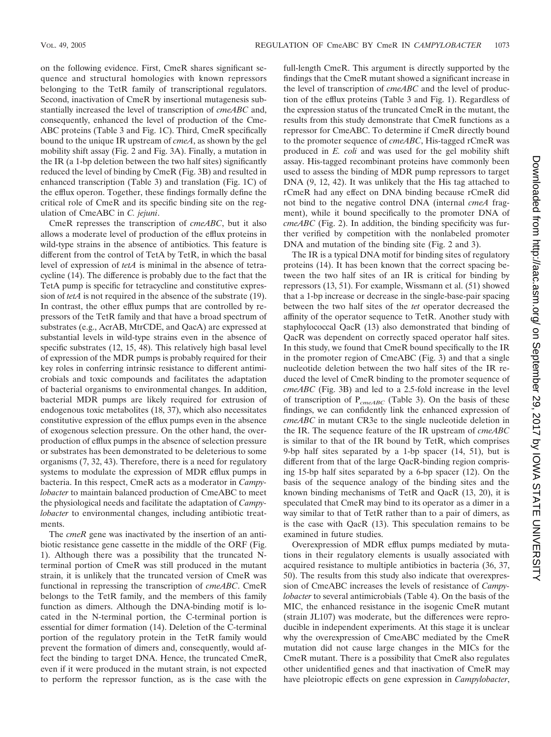on the following evidence. First, CmeR shares significant sequence and structural homologies with known repressors belonging to the TetR family of transcriptional regulators. Second, inactivation of CmeR by insertional mutagenesis substantially increased the level of transcription of *cmeABC* and, consequently, enhanced the level of production of the CmeABC proteins (Table 3 and Fig. 1C). Third, CmeR specifically bound to the unique IR upstream of *cmeA*, as shown by the gel mobility shift assay (Fig. 2 and Fig. 3A). Finally, a mutation in the IR (a 1-bp deletion between the two half sites) significantly reduced the level of binding by CmeR (Fig. 3B) and resulted in enhanced transcription (Table 3) and translation (Fig. 1C) of the efflux operon. Together, these findings formally define the critical role of CmeR and its specific binding site on the regulation of CmeABC in *C. jejuni*.

CmeR represses the transcription of *cmeABC*, but it also allows a moderate level of production of the efflux proteins in wild-type strains in the absence of antibiotics. This feature is different from the control of TetA by TetR, in which the basal level of expression of *tetA* is minimal in the absence of tetracycline (14). The difference is probably due to the fact that the TetA pump is specific for tetracycline and constitutive expression of *tetA* is not required in the absence of the substrate (19). In contrast, the other efflux pumps that are controlled by repressors of the TetR family and that have a broad spectrum of substrates (e.g., AcrAB, MtrCDE, and QacA) are expressed at substantial levels in wild-type strains even in the absence of specific substrates (12, 15, 48). This relatively high basal level of expression of the MDR pumps is probably required for their key roles in conferring intrinsic resistance to different antimicrobials and toxic compounds and facilitates the adaptation of bacterial organisms to environmental changes. In addition, bacterial MDR pumps are likely required for extrusion of endogenous toxic metabolites (18, 37), which also necessitates constitutive expression of the efflux pumps even in the absence of exogenous selection pressure. On the other hand, the overproduction of efflux pumps in the absence of selection pressure or substrates has been demonstrated to be deleterious to some organisms (7, 32, 43). Therefore, there is a need for regulatory systems to modulate the expression of MDR efflux pumps in bacteria. In this respect, CmeR acts as a moderator in *Campylobacter* to maintain balanced production of CmeABC to meet the physiological needs and facilitate the adaptation of *Campylobacter* to environmental changes, including antibiotic treatments.

The *cmeR* gene was inactivated by the insertion of an antibiotic resistance gene cassette in the middle of the ORF (Fig. 1). Although there was a possibility that the truncated N-terminal portion of CmeR was still produced in the mutant strain, it is unlikely that the truncated version of CmeR was functional in repressing the transcription of *cmeABC*. CmeR belongs to the TetR family, and the members of this family function as dimers. Although the DNA-binding motif is located in the N-terminal portion, the C-terminal portion is essential for dimer formation (14). Deletion of the C-terminal portion of the regulatory protein in the TetR family would prevent the formation of dimers and, consequently, would affect the binding to target DNA. Hence, the truncated CmeR, even if it were produced in the mutant strain, is not expected to perform the repressor function, as is the case with the full-length CmeR. This argument is directly supported by the findings that the CmeR mutant showed a significant increase in the level of transcription of *cmeABC* and the level of production of the efflux proteins (Table 3 and Fig. 1). Regardless of the expression status of the truncated CmeR in the mutant, the results from this study demonstrate that CmeR functions as a repressor for CmeABC. To determine if CmeR directly bound to the promoter sequence of *cmeABC*, His-tagged rCmeR was produced in *E. coli* and was used for the gel mobility shift assay. His-tagged recombinant proteins have commonly been used to assess the binding of MDR pump repressors to target DNA (9, 12, 42). It was unlikely that the His tag attached to rCmeR had any effect on DNA binding because rCmeR did not bind to the negative control DNA (internal *cmeA* fragment), while it bound specifically to the promoter DNA of *cmeABC* (Fig. 2). In addition, the binding specificity was further verified by competition with the nonlabeled promoter DNA and mutation of the binding site (Fig. 2 and 3).

The IR is a typical DNA motif for binding sites of regulatory proteins (14). It has been known that the correct spacing between the two half sites of an IR is critical for binding by repressors (13, 51). For example, Wissmann et al. (51) showed that a 1-bp increase or decrease in the single-base-pair spacing between the two half sites of the *tet* operator decreased the affinity of the operator sequence to TetR. Another study with staphylococcal QacR (13) also demonstrated that binding of QacR was dependent on correctly spaced operator half sites. In this study, we found that CmeR bound specifically to the IR in the promoter region of CmeABC (Fig. 3) and that a single nucleotide deletion between the two half sites of the IR reduced the level of CmeR binding to the promoter sequence of *cmeABC* (Fig. 3B) and led to a 2.5-fold increase in the level of transcription of $P_{cmeABC}$ (Table 3). On the basis of these findings, we can confidently link the enhanced expression of *cmeABC* in mutant CR3e to the single nucleotide deletion in the IR. The sequence feature of the IR upstream of *cmeABC* is similar to that of the IR bound by TetR, which comprises 9-bp half sites separated by a 1-bp spacer (14, 51), but is different from that of the large QacR-binding region comprising 15-bp half sites separated by a 6-bp spacer (12). On the basis of the sequence analogy of the binding sites and the known binding mechanisms of TetR and QacR (13, 20), it is speculated that CmeR may bind to its operator as a dimer in a way similar to that of TetR rather than to a pair of dimers, as is the case with QacR (13). This speculation remains to be examined in future studies.

Overexpression of MDR efflux pumps mediated by mutations in their regulatory elements is usually associated with acquired resistance to multiple antibiotics in bacteria (36, 37, 50). The results from this study also indicate that overexpression of CmeABC increases the levels of resistance of *Campylobacter* to several antimicrobials (Table 4). On the basis of the MIC, the enhanced resistance in the isogenic CmeR mutant (strain JL107) was moderate, but the differences were reproducible in independent experiments. At this stage it is unclear why the overexpression of CmeABC mediated by the CmeR mutation did not cause large changes in the MICs for the CmeR mutant. There is a possibility that CmeR also regulates other unidentified genes and that inactivation of CmeR may have pleiotropic effects on gene expression in *Campylobacter*,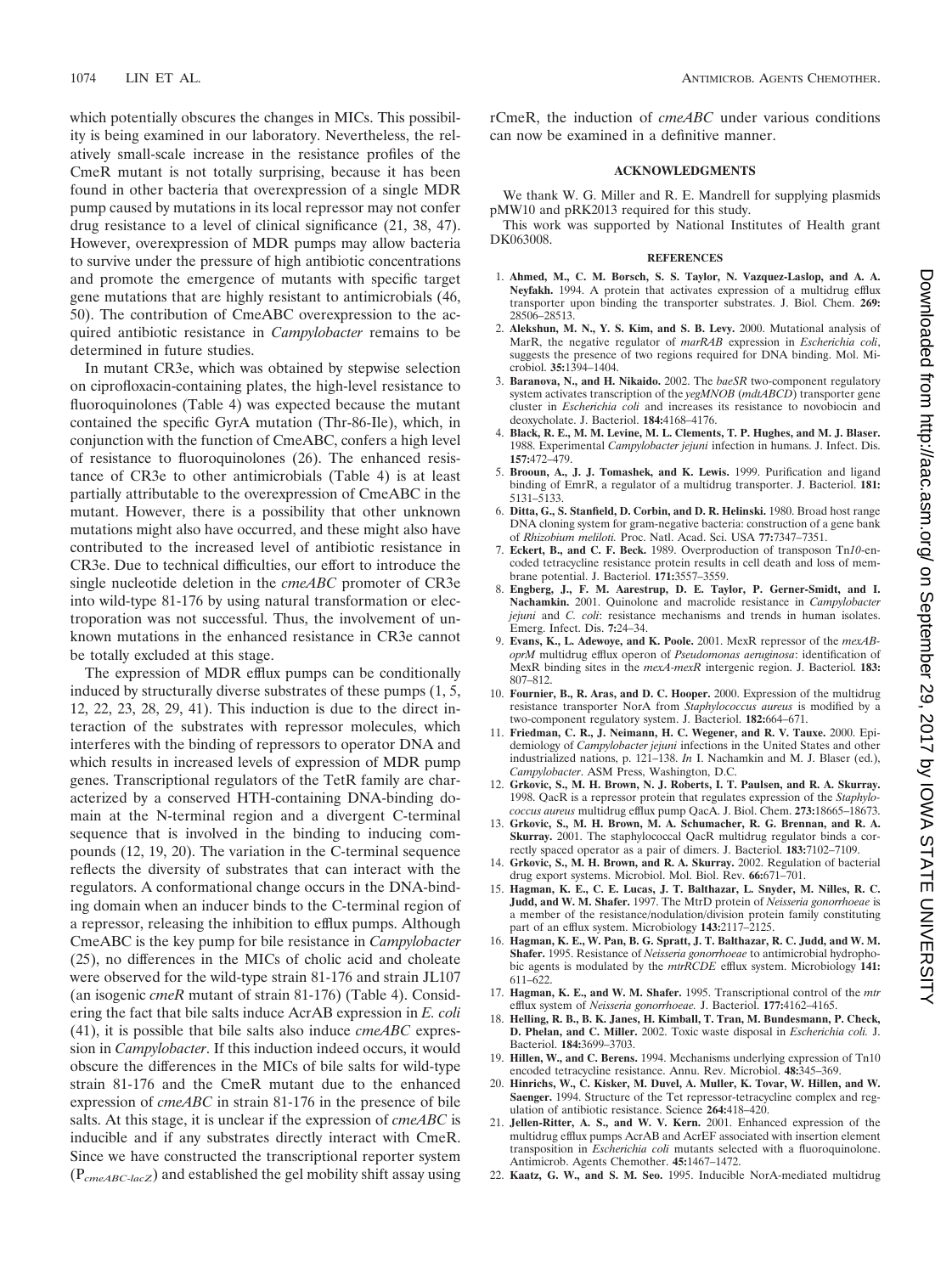which potentially obscures the changes in MICs. This possibility is being examined in our laboratory. Nevertheless, the relatively small-scale increase in the resistance profiles of the CmeR mutant is not totally surprising, because it has been found in other bacteria that overexpression of a single MDR pump caused by mutations in its local repressor may not confer drug resistance to a level of clinical significance (21, 38, 47). However, overexpression of MDR pumps may allow bacteria to survive under the pressure of high antibiotic concentrations and promote the emergence of mutants with specific target gene mutations that are highly resistant to antimicrobials (46, 50). The contribution of CmeABC overexpression to the acquired antibiotic resistance in *Campylobacter* remains to be determined in future studies.

In mutant CR3e, which was obtained by stepwise selection on ciprofloxacin-containing plates, the high-level resistance to fluoroquinolones (Table 4) was expected because the mutant contained the specific GyrA mutation (Thr-86-Ile), which, in conjunction with the function of CmeABC, confers a high level of resistance to fluoroquinolones (26). The enhanced resistance of CR3e to other antimicrobials (Table 4) is at least partially attributable to the overexpression of CmeABC in the mutant. However, there is a possibility that other unknown mutations might also have occurred, and these might also have contributed to the increased level of antibiotic resistance in CR3e. Due to technical difficulties, our effort to introduce the single nucleotide deletion in the *cmeABC* promoter of CR3e into wild-type 81-176 by using natural transformation or electroporation was not successful. Thus, the involvement of unknown mutations in the enhanced resistance in CR3e cannot be totally excluded at this stage.

The expression of MDR efflux pumps can be conditionally induced by structurally diverse substrates of these pumps (1, 5, 12, 22, 23, 28, 29, 41). This induction is due to the direct interaction of the substrates with repressor molecules, which interferes with the binding of repressors to operator DNA and which results in increased levels of expression of MDR pump genes. Transcriptional regulators of the TetR family are characterized by a conserved HTH-containing DNA-binding domain at the N-terminal region and a divergent C-terminal sequence that is involved in the binding to inducing compounds (12, 19, 20). The variation in the C-terminal sequence reflects the diversity of substrates that can interact with the regulators. A conformational change occurs in the DNA-binding domain when an inducer binds to the C-terminal region of a repressor, releasing the inhibition to efflux pumps. Although CmeABC is the key pump for bile resistance in *Campylobacter* (25), no differences in the MICs of cholic acid and choleate were observed for the wild-type strain 81-176 and strain JL107 (an isogenic *cmeR* mutant of strain 81-176) (Table 4). Considering the fact that bile salts induce AcrAB expression in *E. coli* (41), it is possible that bile salts also induce *cmeABC* expression in *Campylobacter*. If this induction indeed occurs, it would obscure the differences in the MICs of bile salts for wild-type strain 81-176 and the CmeR mutant due to the enhanced expression of *cmeABC* in strain 81-176 in the presence of bile salts. At this stage, it is unclear if the expression of *cmeABC* is inducible and if any substrates directly interact with CmeR. Since we have constructed the transcriptional reporter system ($P_{cmeABC\text{-}lacZ}$) and established the gel mobility shift assay using rCmeR, the induction of *cmeABC* under various conditions can now be examined in a definitive manner.

## ACKNOWLEDGMENTS

We thank W. G. Miller and R. E. Mandrell for supplying plasmids pMW10 and pRK2013 required for this study.

This work was supported by National Institutes of Health grant DK063008.

## REFERENCES

1. **Ahmed, M., C. M. Borsch, S. S. Taylor, N. Vazquez-Laslop, and A. A. Neyfakh.** 1994. A protein that activates expression of a multidrug efflux transporter upon binding the transporter substrates. J. Biol. Chem. **269:** 28506–28513.
2. **Alekshun, M. N., Y. S. Kim, and S. B. Levy.** 2000. Mutational analysis of MarR, the negative regulator of *marRAB* expression in *Escherichia coli*, suggests the presence of two regions required for DNA binding. Mol. Microbiol. **35:**1394–1404.
3. **Baranova, N., and H. Nikaido.** 2002. The *baeSR* two-component regulatory system activates transcription of the *yegMNOB* (*mdtABCD*) transporter gene cluster in *Escherichia coli* and increases its resistance to novobiocin and deoxycholate. J. Bacteriol. **184:**4168–4176.
4. **Black, R. E., M. M. Levine, M. L. Clements, T. P. Hughes, and M. J. Blaser.** 1988. Experimental *Campylobacter jejuni* infection in humans. J. Infect. Dis. **157:**472–479.
5. **Brooun, A., J. J. Tomashek, and K. Lewis.** 1999. Purification and ligand binding of EmrR, a regulator of a multidrug transporter. J. Bacteriol. **181:** 5131–5133.
6. **Ditta, G., S. Stanfield, D. Corbin, and D. R. Helinski.** 1980. Broad host range DNA cloning system for gram-negative bacteria: construction of a gene bank of *Rhizobium meliloti.* Proc. Natl. Acad. Sci. USA **77:**7347–7351.
7. **Eckert, B., and C. F. Beck.** 1989. Overproduction of transposon Tn*10*-encoded tetracycline resistance protein results in cell death and loss of membrane potential. J. Bacteriol. **171:**3557–3559.
8. **Engberg, J., F. M. Aarestrup, D. E. Taylor, P. Gerner-Smidt, and I. Nachamkin.** 2001. Quinolone and macrolide resistance in *Campylobacter jejuni* and *C. coli*: resistance mechanisms and trends in human isolates. Emerg. Infect. Dis. **7:**24–34.
9. **Evans, K., L. Adewoye, and K. Poole.** 2001. MexR repressor of the *mexAB-oprM* multidrug efflux operon of *Pseudomonas aeruginosa*: identification of MexR binding sites in the *mexA-mexR* intergenic region. J. Bacteriol. **183:** 807–812.
10. **Fournier, B., R. Aras, and D. C. Hooper.** 2000. Expression of the multidrug resistance transporter NorA from *Staphylococcus aureus* is modified by a two-component regulatory system. J. Bacteriol. **182:**664–671.
11. **Friedman, C. R., J. Neimann, H. C. Wegener, and R. V. Tauxe.** 2000. Epidemiology of *Campylobacter jejuni* infections in the United States and other industrialized nations, p. 121–138. *In* I. Nachamkin and M. J. Blaser (ed.), *Campylobacter*. ASM Press, Washington, D.C.
12. **Grkovic, S., M. H. Brown, N. J. Roberts, I. T. Paulsen, and R. A. Skurray.** 1998. QacR is a repressor protein that regulates expression of the *Staphylococcus aureus* multidrug efflux pump QacA. J. Biol. Chem. **273:**18665–18673.
13. **Grkovic, S., M. H. Brown, M. A. Schumacher, R. G. Brennan, and R. A. Skurray.** 2001. The staphylococcal QacR multidrug regulator binds a correctly spaced operator as a pair of dimers. J. Bacteriol. **183:**7102–7109.
14. **Grkovic, S., M. H. Brown, and R. A. Skurray.** 2002. Regulation of bacterial drug export systems. Microbiol. Mol. Biol. Rev. **66:**671–701.
15. **Hagman, K. E., C. E. Lucas, J. T. Balthazar, L. Snyder, M. Nilles, R. C. Judd, and W. M. Shafer.** 1997. The MtrD protein of *Neisseria gonorrhoeae* is a member of the resistance/nodulation/division protein family constituting part of an efflux system. Microbiology **143:**2117–2125.
16. **Hagman, K. E., W. Pan, B. G. Spratt, J. T. Balthazar, R. C. Judd, and W. M. Shafer.** 1995. Resistance of *Neisseria gonorrhoeae* to antimicrobial hydrophobic agents is modulated by the *mtrRCDE* efflux system. Microbiology **141:** 611–622.
17. **Hagman, K. E., and W. M. Shafer.** 1995. Transcriptional control of the *mtr* efflux system of *Neisseria gonorrhoeae.* J. Bacteriol. **177:**4162–4165.
18. **Helling, R. B., B. K. Janes, H. Kimball, T. Tran, M. Bundesmann, P. Check, D. Phelan, and C. Miller.** 2002. Toxic waste disposal in *Escherichia coli.* J. Bacteriol. **184:**3699–3703.
19. **Hillen, W., and C. Berens.** 1994. Mechanisms underlying expression of Tn10 encoded tetracycline resistance. Annu. Rev. Microbiol. **48:**345–369.
20. **Hinrichs, W., C. Kisker, M. Duvel, A. Muller, K. Tovar, W. Hillen, and W. Saenger.** 1994. Structure of the Tet repressor-tetracycline complex and regulation of antibiotic resistance. Science **264:**418–420.
21. **Jellen-Ritter, A. S., and W. V. Kern.** 2001. Enhanced expression of the multidrug efflux pumps AcrAB and AcrEF associated with insertion element transposition in *Escherichia coli* mutants selected with a fluoroquinolone. Antimicrob. Agents Chemother. **45:**1467–1472.
22. **Kaatz, G. W., and S. M. Seo.** 1995. Inducible NorA-mediated multidrug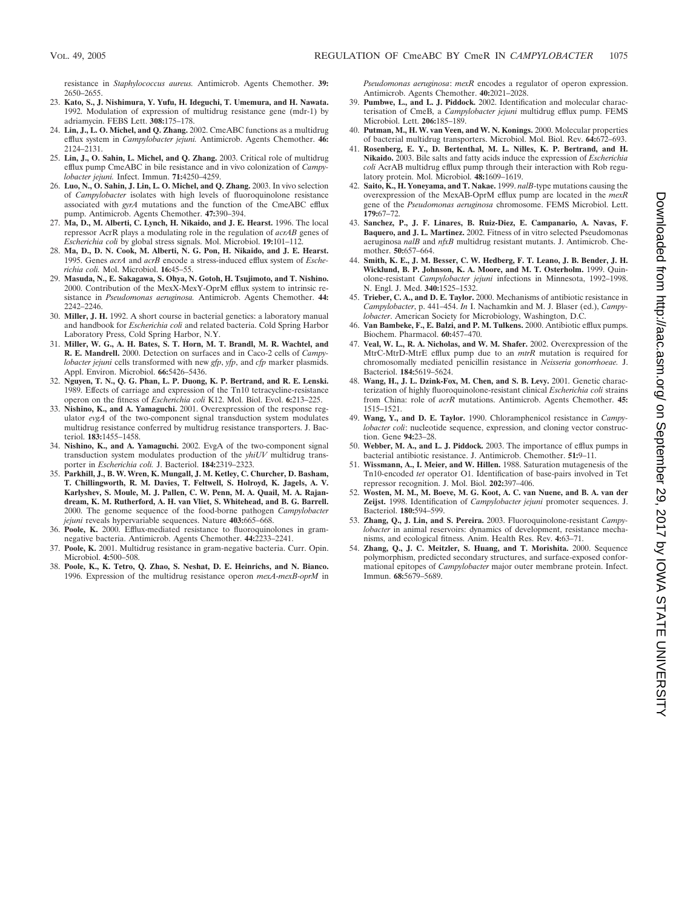resistance in *Staphylococcus aureus.* Antimicrob. Agents Chemother. **39:** 2650–2655.

23. **Kato, S., J. Nishimura, Y. Yufu, H. Ideguchi, T. Umemura, and H. Nawata.** 1992. Modulation of expression of multidrug resistance gene (mdr-1) by adriamycin. FEBS Lett. **308:**175–178.
24. **Lin, J., L. O. Michel, and Q. Zhang.** 2002. CmeABC functions as a multidrug efflux system in *Campylobacter jejuni.* Antimicrob. Agents Chemother. **46:** 2124–2131.
25. **Lin, J., O. Sahin, L. Michel, and Q. Zhang.** 2003. Critical role of multidrug efflux pump CmeABC in bile resistance and in vivo colonization of *Campylobacter jejuni.* Infect. Immun. **71:**4250–4259.
26. **Luo, N., O. Sahin, J. Lin, L. O. Michel, and Q. Zhang.** 2003. In vivo selection of *Campylobacter* isolates with high levels of fluoroquinolone resistance associated with *gyrA* mutations and the function of the CmeABC efflux pump. Antimicrob. Agents Chemother. **47:**390–394.
27. **Ma, D., M. Alberti, C. Lynch, H. Nikaido, and J. E. Hearst.** 1996. The local repressor AcrR plays a modulating role in the regulation of *acrAB* genes of *Escherichia coli* by global stress signals. Mol. Microbiol. **19:**101–112.
28. **Ma, D., D. N. Cook, M. Alberti, N. G. Pon, H. Nikaido, and J. E. Hearst.** 1995. Genes *acrA* and *acrB* encode a stress-induced efflux system of *Escherichia coli.* Mol. Microbiol. **16:**45–55.
29. **Masuda, N., E. Sakagawa, S. Ohya, N. Gotoh, H. Tsujimoto, and T. Nishino.** 2000. Contribution of the MexX-MexY-OprM efflux system to intrinsic resistance in *Pseudomonas aeruginosa.* Antimicrob. Agents Chemother. **44:** 2242–2246.
30. **Miller, J. H.** 1992. A short course in bacterial genetics: a laboratory manual and handbook for *Escherichia coli* and related bacteria. Cold Spring Harbor Laboratory Press, Cold Spring Harbor, N.Y.
31. **Miller, W. G., A. H. Bates, S. T. Horn, M. T. Brandl, M. R. Wachtel, and R. E. Mandrell.** 2000. Detection on surfaces and in Caco-2 cells of *Campylobacter jejuni* cells transformed with new *gfp*, *yfp*, and *cfp* marker plasmids. Appl. Environ. Microbiol. **66:**5426–5436.
32. **Nguyen, T. N., Q. G. Phan, L. P. Duong, K. P. Bertrand, and R. E. Lenski.** 1989. Effects of carriage and expression of the Tn10 tetracycline-resistance operon on the fitness of *Escherichia coli* K12. Mol. Biol. Evol. **6:**213–225.
33. **Nishino, K., and A. Yamaguchi.** 2001. Overexpression of the response regulator *evgA* of the two-component signal transduction system modulates multidrug resistance conferred by multidrug resistance transporters. J. Bacteriol. **183:**1455–1458.
34. **Nishino, K., and A. Yamaguchi.** 2002. EvgA of the two-component signal transduction system modulates production of the *yhiUV* multidrug transporter in *Escherichia coli.* J. Bacteriol. **184:**2319–2323.
35. **Parkhill, J., B. W. Wren, K. Mungall, J. M. Ketley, C. Churcher, D. Basham, T. Chillingworth, R. M. Davies, T. Feltwell, S. Holroyd, K. Jagels, A. V. Karlyshev, S. Moule, M. J. Pallen, C. W. Penn, M. A. Quail, M. A. Rajandream, K. M. Rutherford, A. H. van Vliet, S. Whitehead, and B. G. Barrell.** 2000. The genome sequence of the food-borne pathogen *Campylobacter jejuni* reveals hypervariable sequences. Nature **403:**665–668.
36. **Poole, K.** 2000. Efflux-mediated resistance to fluoroquinolones in gram-negative bacteria. Antimicrob. Agents Chemother. **44:**2233–2241.
37. **Poole, K.** 2001. Multidrug resistance in gram-negative bacteria. Curr. Opin. Microbiol. **4:**500–508.
38. **Poole, K., K. Tetro, Q. Zhao, S. Neshat, D. E. Heinrichs, and N. Bianco.** 1996. Expression of the multidrug resistance operon *mexA-mexB-oprM* in *Pseudomonas aeruginosa*: *mexR* encodes a regulator of operon expression. Antimicrob. Agents Chemother. **40:**2021–2028.
39. **Pumbwe, L., and L. J. Piddock.** 2002. Identification and molecular characterisation of CmeB, a *Campylobacter jejuni* multidrug efflux pump. FEMS Microbiol. Lett. **206:**185–189.
40. **Putman, M., H. W. van Veen, and W. N. Konings.** 2000. Molecular properties of bacterial multidrug transporters. Microbiol. Mol. Biol. Rev. **64:**672–693.
41. **Rosenberg, E. Y., D. Bertenthal, M. L. Nilles, K. P. Bertrand, and H. Nikaido.** 2003. Bile salts and fatty acids induce the expression of *Escherichia coli* AcrAB multidrug efflux pump through their interaction with Rob regulatory protein. Mol. Microbiol. **48:**1609–1619.
42. **Saito, K., H. Yoneyama, and T. Nakae.** 1999. *nalB*-type mutations causing the overexpression of the MexAB-OprM efflux pump are located in the *mexR* gene of the *Pseudomonas aeruginosa* chromosome. FEMS Microbiol. Lett. **179:**67–72.
43. **Sanchez, P., J. F. Linares, B. Ruiz-Diez, E. Campanario, A. Navas, F. Baquero, and J. L. Martinez.** 2002. Fitness of in vitro selected Pseudomonas aeruginosa *nalB* and *nfxB* multidrug resistant mutants. J. Antimicrob. Chemother. **50:**657–664.
44. **Smith, K. E., J. M. Besser, C. W. Hedberg, F. T. Leano, J. B. Bender, J. H. Wicklund, B. P. Johnson, K. A. Moore, and M. T. Osterholm.** 1999. Quinolone-resistant *Campylobacter jejuni* infections in Minnesota, 1992–1998. N. Engl. J. Med. **340:**1525–1532.
45. **Trieber, C. A., and D. E. Taylor.** 2000. Mechanisms of antibiotic resistance in *Campylobacter*, p. 441–454. *In* I. Nachamkin and M. J. Blaser (ed.), *Campylobacter*. American Society for Microbiology, Washington, D.C.
46. **Van Bambeke, F., E. Balzi, and P. M. Tulkens.** 2000. Antibiotic efflux pumps. Biochem. Pharmacol. **60:**457–470.
47. **Veal, W. L., R. A. Nicholas, and W. M. Shafer.** 2002. Overexpression of the MtrC-MtrD-MtrE efflux pump due to an *mtrR* mutation is required for chromosomally mediated penicillin resistance in *Neisseria gonorrhoeae.* J. Bacteriol. **184:**5619–5624.
48. **Wang, H., J. L. Dzink-Fox, M. Chen, and S. B. Levy.** 2001. Genetic characterization of highly fluoroquinolone-resistant clinical *Escherichia coli* strains from China: role of *acrR* mutations. Antimicrob. Agents Chemother. **45:** 1515–1521.
49. **Wang, Y., and D. E. Taylor.** 1990. Chloramphenicol resistance in *Campylobacter coli*: nucleotide sequence, expression, and cloning vector construction. Gene **94:**23–28.
50. **Webber, M. A., and L. J. Piddock.** 2003. The importance of efflux pumps in bacterial antibiotic resistance. J. Antimicrob. Chemother. **51:**9–11.
51. **Wissmann, A., I. Meier, and W. Hillen.** 1988. Saturation mutagenesis of the Tn10-encoded *tet* operator O1. Identification of base-pairs involved in Tet repressor recognition. J. Mol. Biol. **202:**397–406.
52. **Wosten, M. M., M. Boeve, M. G. Koot, A. C. van Nuene, and B. A. van der Zeijst.** 1998. Identification of *Campylobacter jejuni* promoter sequences. J. Bacteriol. **180:**594–599.
53. **Zhang, Q., J. Lin, and S. Pereira.** 2003. Fluoroquinolone-resistant *Campylobacter* in animal reservoirs: dynamics of development, resistance mechanisms, and ecological fitness. Anim. Health Res. Rev. **4:**63–71.
54. **Zhang, Q., J. C. Meitzler, S. Huang, and T. Morishita.** 2000. Sequence polymorphism, predicted secondary structures, and surface-exposed conformational epitopes of *Campylobacter* major outer membrane protein. Infect. Immun. **68:**5679–5689.